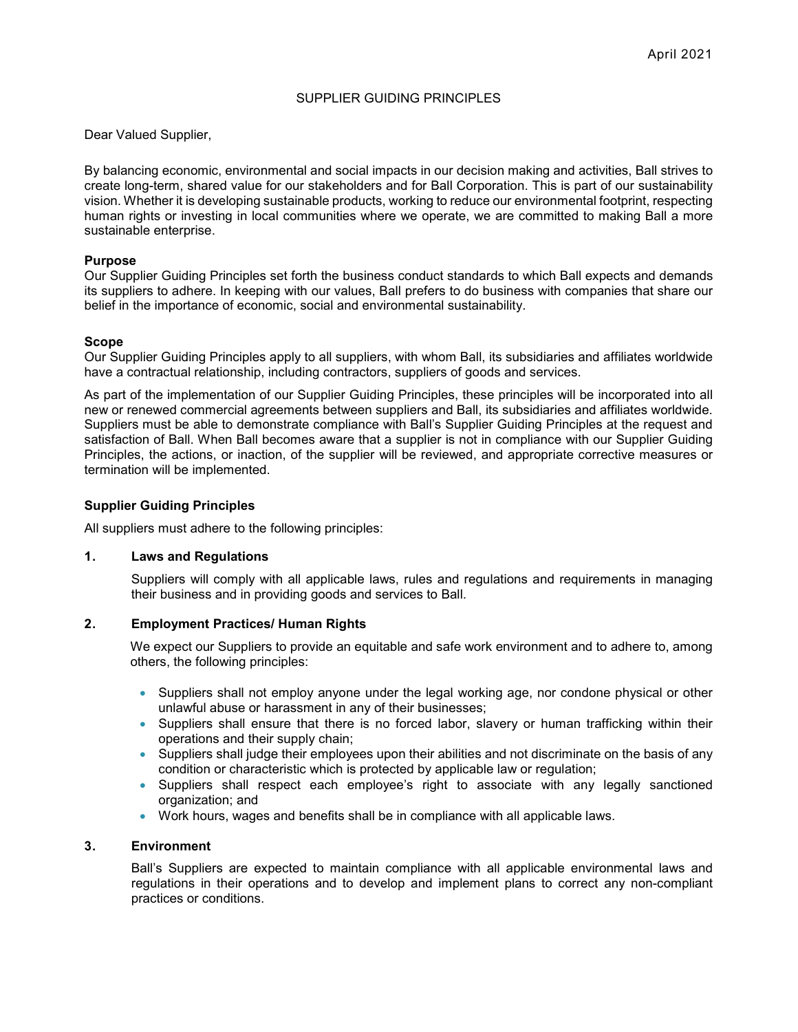April 2021

# SUPPLIER GUIDING PRINCIPLES

Dear Valued Supplier,

By balancing economic, environmental and social impacts in our decision making and activities, Ball strives to create long-term, shared value for our stakeholders and for Ball Corporation. This is part of our sustainability vision. Whether it is developing sustainable products, working to reduce our environmental footprint, respecting human rights or investing in local communities where we operate, we are committed to making Ball a more sustainable enterprise.

**Purpose**

Our Supplier Guiding Principles set forth the business conduct standards to which Ball expects and demands its suppliers to adhere. In keeping with our values, Ball prefers to do business with companies that share our belief in the importance of economic, social and environmental sustainability.

**Scope**

Our Supplier Guiding Principles apply to all suppliers, with whom Ball, its subsidiaries and affiliates worldwide have a contractual relationship, including contractors, suppliers of goods and services.

As part of the implementation of our Supplier Guiding Principles, these principles will be incorporated into all new or renewed commercial agreements between suppliers and Ball, its subsidiaries and affiliates worldwide. Suppliers must be able to demonstrate compliance with Ball's Supplier Guiding Principles at the request and satisfaction of Ball. When Ball becomes aware that a supplier is not in compliance with our Supplier Guiding Principles, the actions, or inaction, of the supplier will be reviewed, and appropriate corrective measures or termination will be implemented.

**Supplier Guiding Principles**

All suppliers must adhere to the following principles:

**1. Laws and Regulations**

Suppliers will comply with all applicable laws, rules and regulations and requirements in managing their business and in providing goods and services to Ball.

**2. Employment Practices/ Human Rights**

We expect our Suppliers to provide an equitable and safe work environment and to adhere to, among others, the following principles:

- Suppliers shall not employ anyone under the legal working age, nor condone physical or other unlawful abuse or harassment in any of their businesses;
- Suppliers shall ensure that there is no forced labor, slavery or human trafficking within their operations and their supply chain;
- Suppliers shall judge their employees upon their abilities and not discriminate on the basis of any condition or characteristic which is protected by applicable law or regulation;
- Suppliers shall respect each employee's right to associate with any legally sanctioned organization; and
- Work hours, wages and benefits shall be in compliance with all applicable laws.

**3. Environment**

Ball's Suppliers are expected to maintain compliance with all applicable environmental laws and regulations in their operations and to develop and implement plans to correct any non-compliant practices or conditions.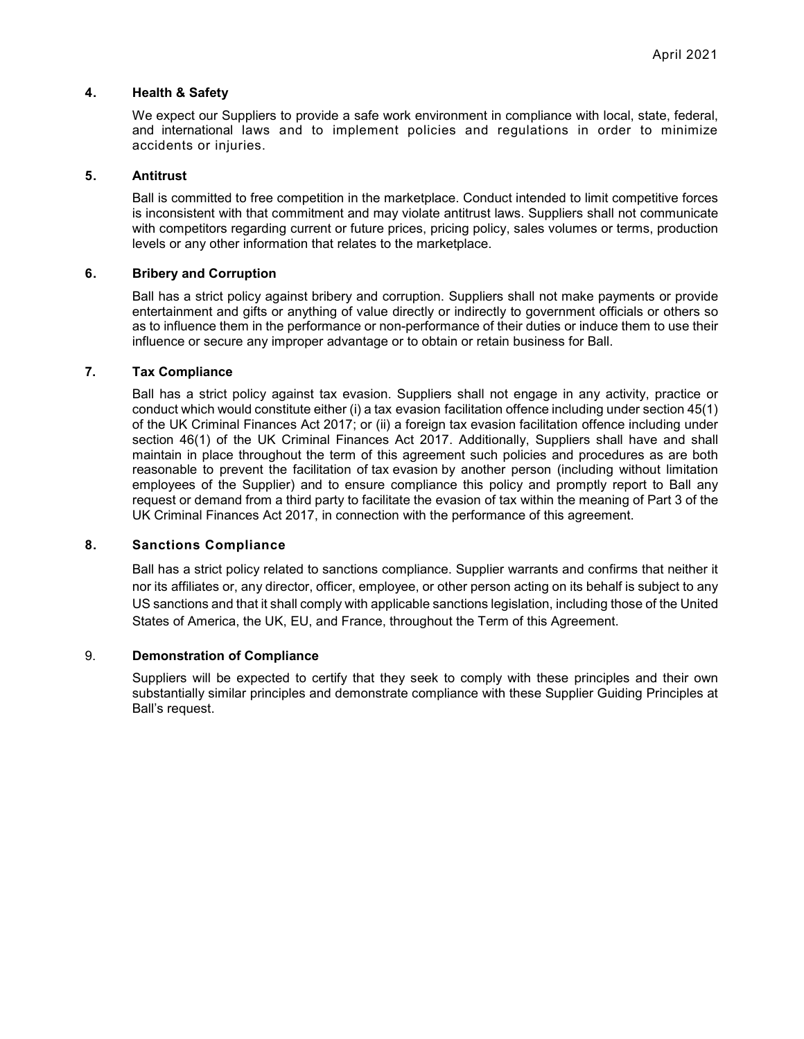### 4. Health & Safety

We expect our Suppliers to provide a safe work environment in compliance with local, state, federal, and international laws and to implement policies and regulations in order to minimize accidents or injuries.

### 5. Antitrust

Ball is committed to free competition in the marketplace. Conduct intended to limit competitive forces is inconsistent with that commitment and may violate antitrust laws. Suppliers shall not communicate with competitors regarding current or future prices, pricing policy, sales volumes or terms, production levels or any other information that relates to the marketplace.

### 6. Bribery and Corruption

Ball has a strict policy against bribery and corruption. Suppliers shall not make payments or provide entertainment and gifts or anything of value directly or indirectly to government officials or others so as to influence them in the performance or non-performance of their duties or induce them to use their influence or secure any improper advantage or to obtain or retain business for Ball.

### 7. Tax Compliance

Ball has a strict policy against tax evasion. Suppliers shall not engage in any activity, practice or conduct which would constitute either (i) a tax evasion facilitation offence including under section 45(1) of the UK Criminal Finances Act 2017; or (ii) a foreign tax evasion facilitation offence including under section 46(1) of the UK Criminal Finances Act 2017. Additionally, Suppliers shall have and shall maintain in place throughout the term of this agreement such policies and procedures as are both reasonable to prevent the facilitation of tax evasion by another person (including without limitation employees of the Supplier) and to ensure compliance this policy and promptly report to Ball any request or demand from a third party to facilitate the evasion of tax within the meaning of Part 3 of the UK Criminal Finances Act 2017, in connection with the performance of this agreement.

### 8. Sanctions Compliance

Ball has a strict policy related to sanctions compliance. Supplier warrants and confirms that neither it nor its affiliates or, any director, officer, employee, or other person acting on its behalf is subject to any US sanctions and that it shall comply with applicable sanctions legislation, including those of the United States of America, the UK, EU, and France, throughout the Term of this Agreement.

### 9. Demonstration of Compliance

Suppliers will be expected to certify that they seek to comply with these principles and their own substantially similar principles and demonstrate compliance with these Supplier Guiding Principles at Ball's request.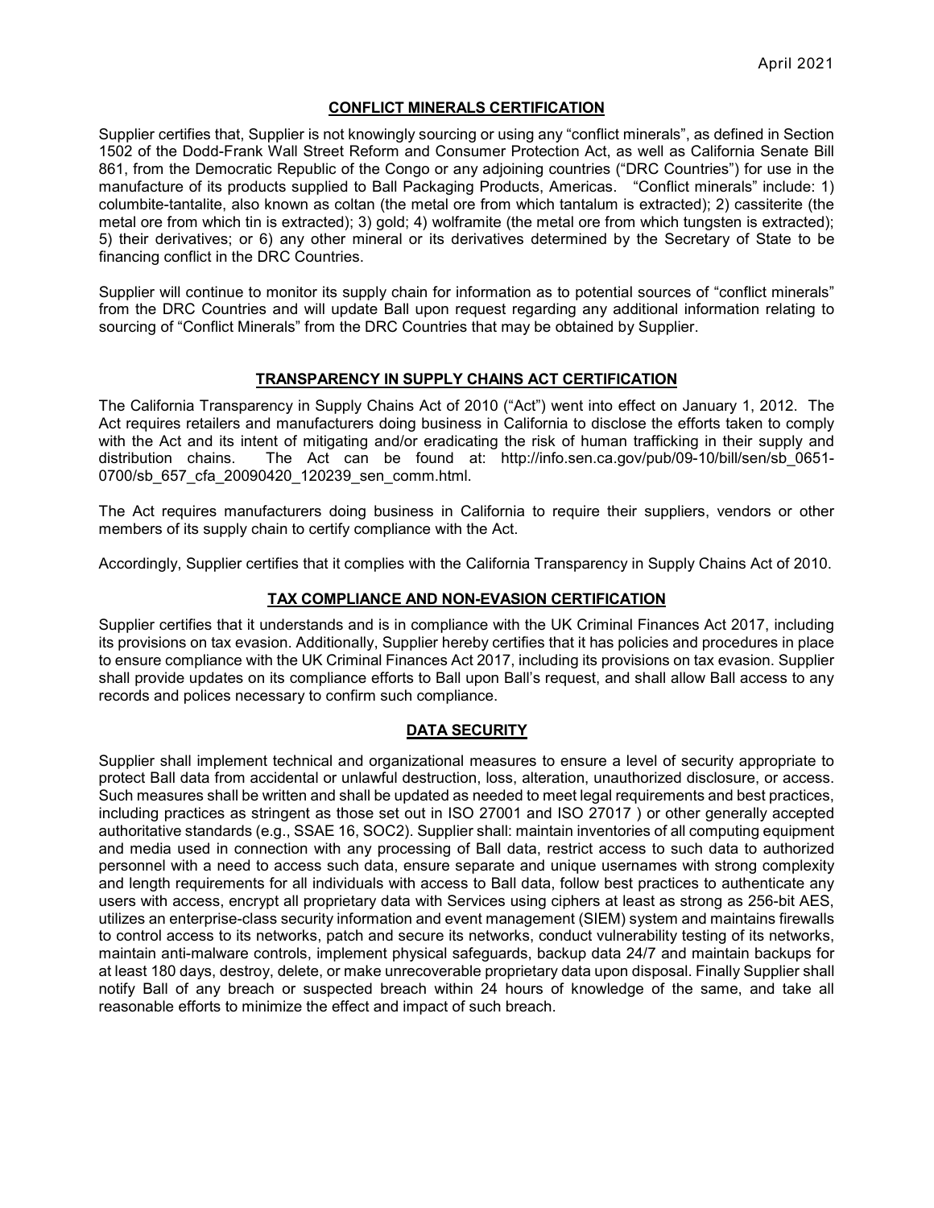## CONFLICT MINERALS CERTIFICATION

Supplier certifies that, Supplier is not knowingly sourcing or using any "conflict minerals", as defined in Section 1502 of the Dodd-Frank Wall Street Reform and Consumer Protection Act, as well as California Senate Bill 861, from the Democratic Republic of the Congo or any adjoining countries ("DRC Countries") for use in the manufacture of its products supplied to Ball Packaging Products, Americas. "Conflict minerals" include: 1) columbite-tantalite, also known as coltan (the metal ore from which tantalum is extracted); 2) cassiterite (the metal ore from which tin is extracted); 3) gold; 4) wolframite (the metal ore from which tungsten is extracted); 5) their derivatives; or 6) any other mineral or its derivatives determined by the Secretary of State to be financing conflict in the DRC Countries.

Supplier will continue to monitor its supply chain for information as to potential sources of "conflict minerals" from the DRC Countries and will update Ball upon request regarding any additional information relating to sourcing of "Conflict Minerals" from the DRC Countries that may be obtained by Supplier.

## TRANSPARENCY IN SUPPLY CHAINS ACT CERTIFICATION

The California Transparency in Supply Chains Act of 2010 ("Act") went into effect on January 1, 2012. The Act requires retailers and manufacturers doing business in California to disclose the efforts taken to comply with the Act and its intent of mitigating and/or eradicating the risk of human trafficking in their supply and distribution chains. The Act can be found at: http://info.sen.ca.gov/pub/09-10/bill/sen/sb_0651-0700/sb_657_cfa_20090420_120239_sen_comm.html.

The Act requires manufacturers doing business in California to require their suppliers, vendors or other members of its supply chain to certify compliance with the Act.

Accordingly, Supplier certifies that it complies with the California Transparency in Supply Chains Act of 2010.

## TAX COMPLIANCE AND NON-EVASION CERTIFICATION

Supplier certifies that it understands and is in compliance with the UK Criminal Finances Act 2017, including its provisions on tax evasion. Additionally, Supplier hereby certifies that it has policies and procedures in place to ensure compliance with the UK Criminal Finances Act 2017, including its provisions on tax evasion. Supplier shall provide updates on its compliance efforts to Ball upon Ball's request, and shall allow Ball access to any records and polices necessary to confirm such compliance.

## DATA SECURITY

Supplier shall implement technical and organizational measures to ensure a level of security appropriate to protect Ball data from accidental or unlawful destruction, loss, alteration, unauthorized disclosure, or access. Such measures shall be written and shall be updated as needed to meet legal requirements and best practices, including practices as stringent as those set out in ISO 27001 and ISO 27017 ) or other generally accepted authoritative standards (e.g., SSAE 16, SOC2). Supplier shall: maintain inventories of all computing equipment and media used in connection with any processing of Ball data, restrict access to such data to authorized personnel with a need to access such data, ensure separate and unique usernames with strong complexity and length requirements for all individuals with access to Ball data, follow best practices to authenticate any users with access, encrypt all proprietary data with Services using ciphers at least as strong as 256-bit AES, utilizes an enterprise-class security information and event management (SIEM) system and maintains firewalls to control access to its networks, patch and secure its networks, conduct vulnerability testing of its networks, maintain anti-malware controls, implement physical safeguards, backup data 24/7 and maintain backups for at least 180 days, destroy, delete, or make unrecoverable proprietary data upon disposal. Finally Supplier shall notify Ball of any breach or suspected breach within 24 hours of knowledge of the same, and take all reasonable efforts to minimize the effect and impact of such breach.